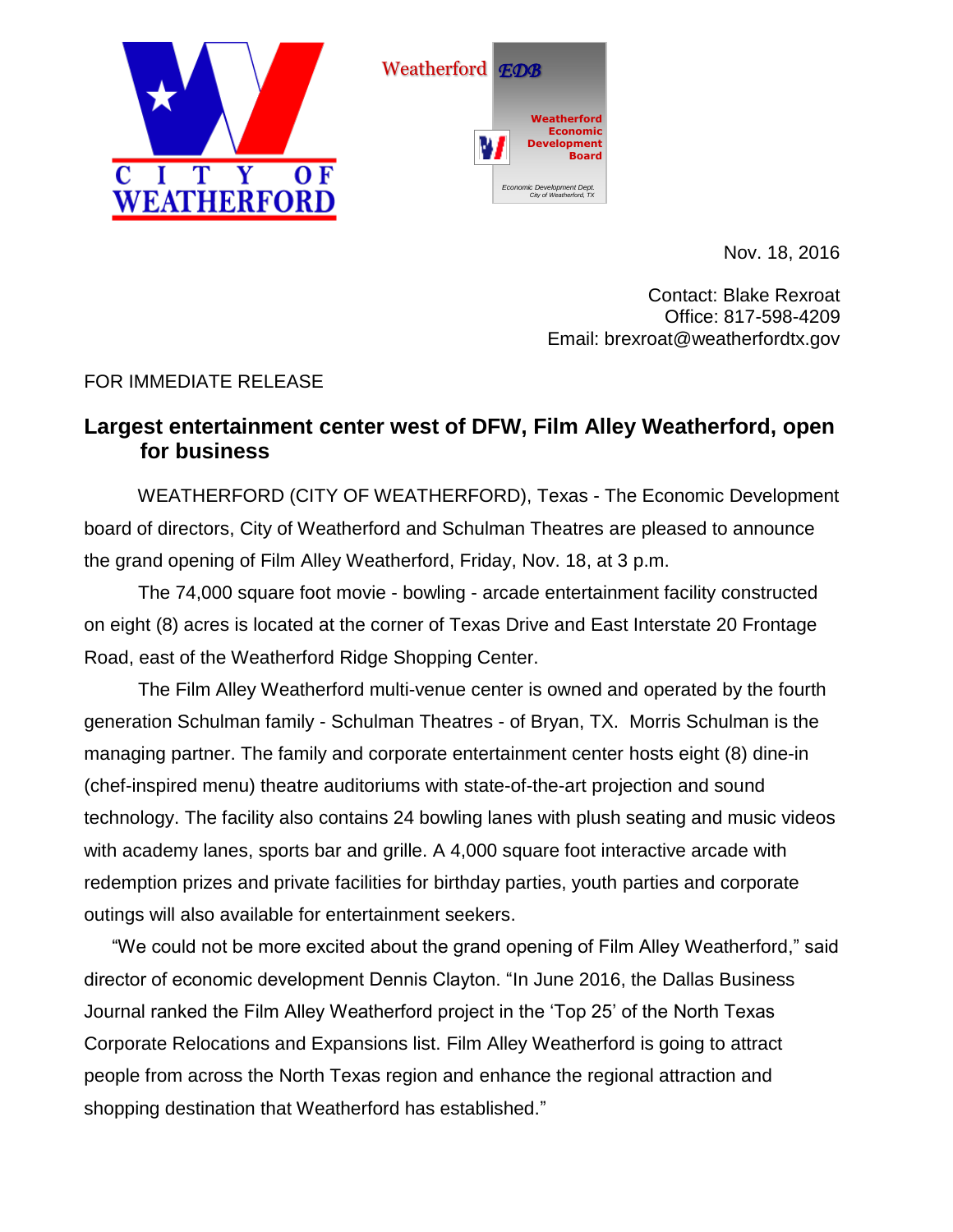CITY OF WEATHERFORD

Weatherford EDB

Weatherford Economic Development Board

Economic Development Dept. City of Weatherford, TX

Nov. 18, 2016

Contact: Blake Rexroat
Office: 817-598-4209
Email: brexroat@weatherfordtx.gov

FOR IMMEDIATE RELEASE

## Largest entertainment center west of DFW, Film Alley Weatherford, open for business

WEATHERFORD (CITY OF WEATHERFORD), Texas - The Economic Development board of directors, City of Weatherford and Schulman Theatres are pleased to announce the grand opening of Film Alley Weatherford, Friday, Nov. 18, at 3 p.m.

The 74,000 square foot movie - bowling - arcade entertainment facility constructed on eight (8) acres is located at the corner of Texas Drive and East Interstate 20 Frontage Road, east of the Weatherford Ridge Shopping Center.

The Film Alley Weatherford multi-venue center is owned and operated by the fourth generation Schulman family - Schulman Theatres - of Bryan, TX. Morris Schulman is the managing partner. The family and corporate entertainment center hosts eight (8) dine-in (chef-inspired menu) theatre auditoriums with state-of-the-art projection and sound technology. The facility also contains 24 bowling lanes with plush seating and music videos with academy lanes, sports bar and grille. A 4,000 square foot interactive arcade with redemption prizes and private facilities for birthday parties, youth parties and corporate outings will also available for entertainment seekers.

"We could not be more excited about the grand opening of Film Alley Weatherford," said director of economic development Dennis Clayton. "In June 2016, the Dallas Business Journal ranked the Film Alley Weatherford project in the 'Top 25' of the North Texas Corporate Relocations and Expansions list. Film Alley Weatherford is going to attract people from across the North Texas region and enhance the regional attraction and shopping destination that Weatherford has established."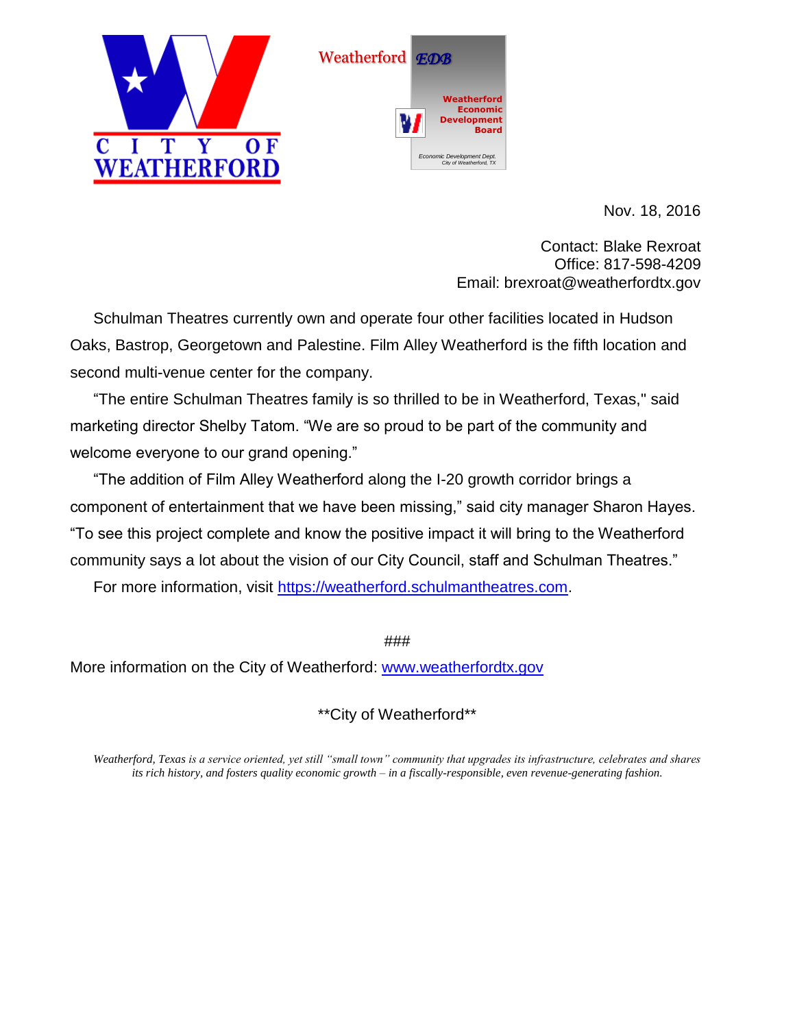Nov. 18, 2016

Contact: Blake Rexroat
Office: 817-598-4209
Email: brexroat@weatherfordtx.gov

Schulman Theatres currently own and operate four other facilities located in Hudson Oaks, Bastrop, Georgetown and Palestine. Film Alley Weatherford is the fifth location and second multi-venue center for the company.

“The entire Schulman Theatres family is so thrilled to be in Weatherford, Texas," said marketing director Shelby Tatom. “We are so proud to be part of the community and welcome everyone to our grand opening.”

“The addition of Film Alley Weatherford along the I-20 growth corridor brings a component of entertainment that we have been missing,” said city manager Sharon Hayes. “To see this project complete and know the positive impact it will bring to the Weatherford community says a lot about the vision of our City Council, staff and Schulman Theatres.”

For more information, visit https://weatherford.schulmantheatres.com.

###

More information on the City of Weatherford: www.weatherfordtx.gov

**City of Weatherford**

*Weatherford, Texas is a service oriented, yet still “small town” community that upgrades its infrastructure, celebrates and shares its rich history, and fosters quality economic growth – in a fiscally-responsible, even revenue-generating fashion.*